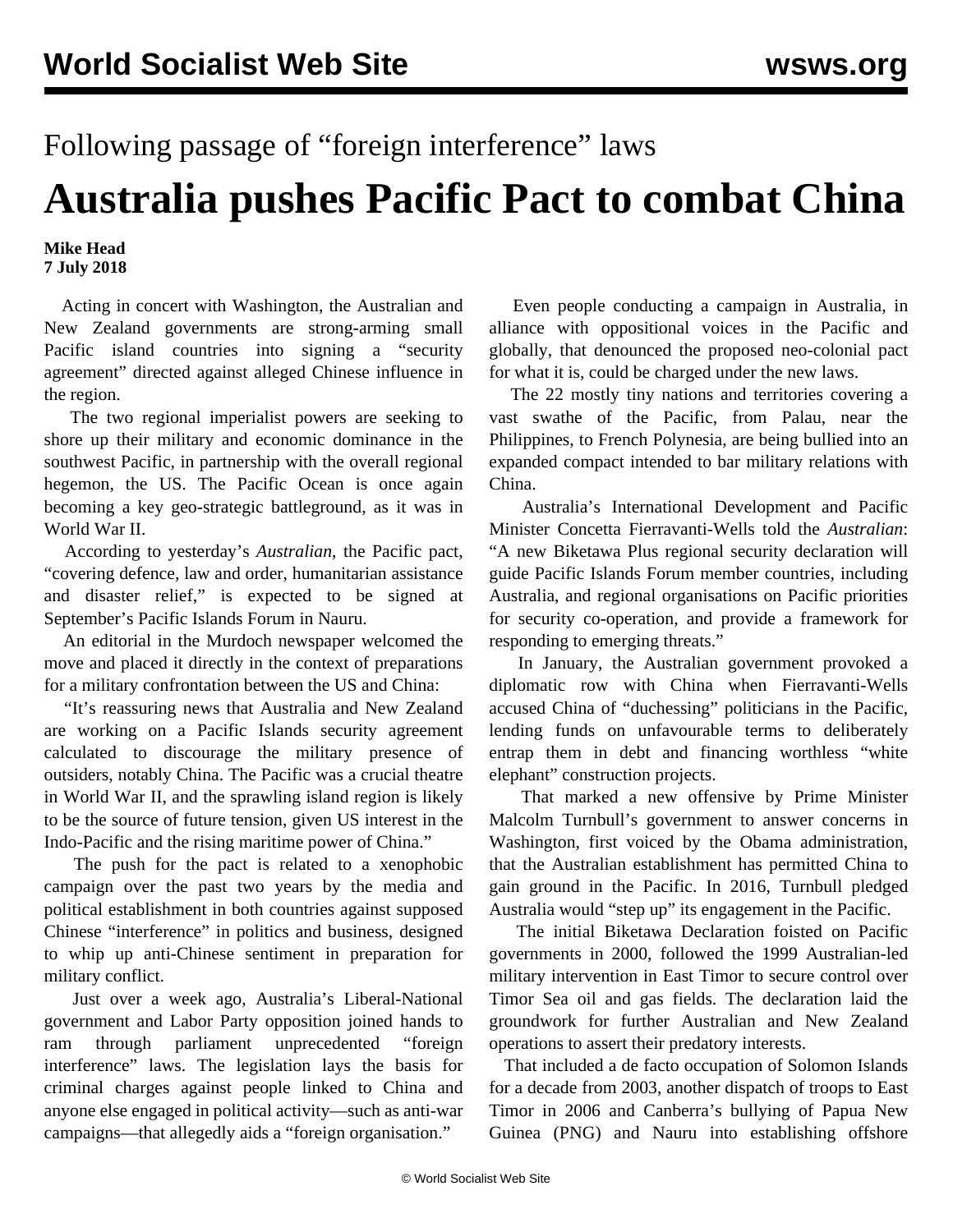Following passage of "foreign interference" laws

# Australia pushes Pacific Pact to combat China

**Mike Head**
**7 July 2018**

Acting in concert with Washington, the Australian and New Zealand governments are strong-arming small Pacific island countries into signing a "security agreement" directed against alleged Chinese influence in the region.

The two regional imperialist powers are seeking to shore up their military and economic dominance in the southwest Pacific, in partnership with the overall regional hegemon, the US. The Pacific Ocean is once again becoming a key geo-strategic battleground, as it was in World War II.

According to yesterday's *Australian*, the Pacific pact, "covering defence, law and order, humanitarian assistance and disaster relief," is expected to be signed at September's Pacific Islands Forum in Nauru.

An editorial in the Murdoch newspaper welcomed the move and placed it directly in the context of preparations for a military confrontation between the US and China:

"It's reassuring news that Australia and New Zealand are working on a Pacific Islands security agreement calculated to discourage the military presence of outsiders, notably China. The Pacific was a crucial theatre in World War II, and the sprawling island region is likely to be the source of future tension, given US interest in the Indo-Pacific and the rising maritime power of China."

The push for the pact is related to a xenophobic campaign over the past two years by the media and political establishment in both countries against supposed Chinese "interference" in politics and business, designed to whip up anti-Chinese sentiment in preparation for military conflict.

Just over a week ago, Australia's Liberal-National government and Labor Party opposition joined hands to ram through parliament unprecedented "foreign interference" laws. The legislation lays the basis for criminal charges against people linked to China and anyone else engaged in political activity—such as anti-war campaigns—that allegedly aids a "foreign organisation."

Even people conducting a campaign in Australia, in alliance with oppositional voices in the Pacific and globally, that denounced the proposed neo-colonial pact for what it is, could be charged under the new laws.

The 22 mostly tiny nations and territories covering a vast swathe of the Pacific, from Palau, near the Philippines, to French Polynesia, are being bullied into an expanded compact intended to bar military relations with China.

Australia's International Development and Pacific Minister Concetta Fierravanti-Wells told the *Australian*: "A new Biketawa Plus regional security declaration will guide Pacific Islands Forum member countries, including Australia, and regional organisations on Pacific priorities for security co-operation, and provide a framework for responding to emerging threats."

In January, the Australian government provoked a diplomatic row with China when Fierravanti-Wells accused China of "duchessing" politicians in the Pacific, lending funds on unfavourable terms to deliberately entrap them in debt and financing worthless "white elephant" construction projects.

That marked a new offensive by Prime Minister Malcolm Turnbull's government to answer concerns in Washington, first voiced by the Obama administration, that the Australian establishment has permitted China to gain ground in the Pacific. In 2016, Turnbull pledged Australia would "step up" its engagement in the Pacific.

The initial Biketawa Declaration foisted on Pacific governments in 2000, followed the 1999 Australian-led military intervention in East Timor to secure control over Timor Sea oil and gas fields. The declaration laid the groundwork for further Australian and New Zealand operations to assert their predatory interests.

That included a de facto occupation of Solomon Islands for a decade from 2003, another dispatch of troops to East Timor in 2006 and Canberra's bullying of Papua New Guinea (PNG) and Nauru into establishing offshore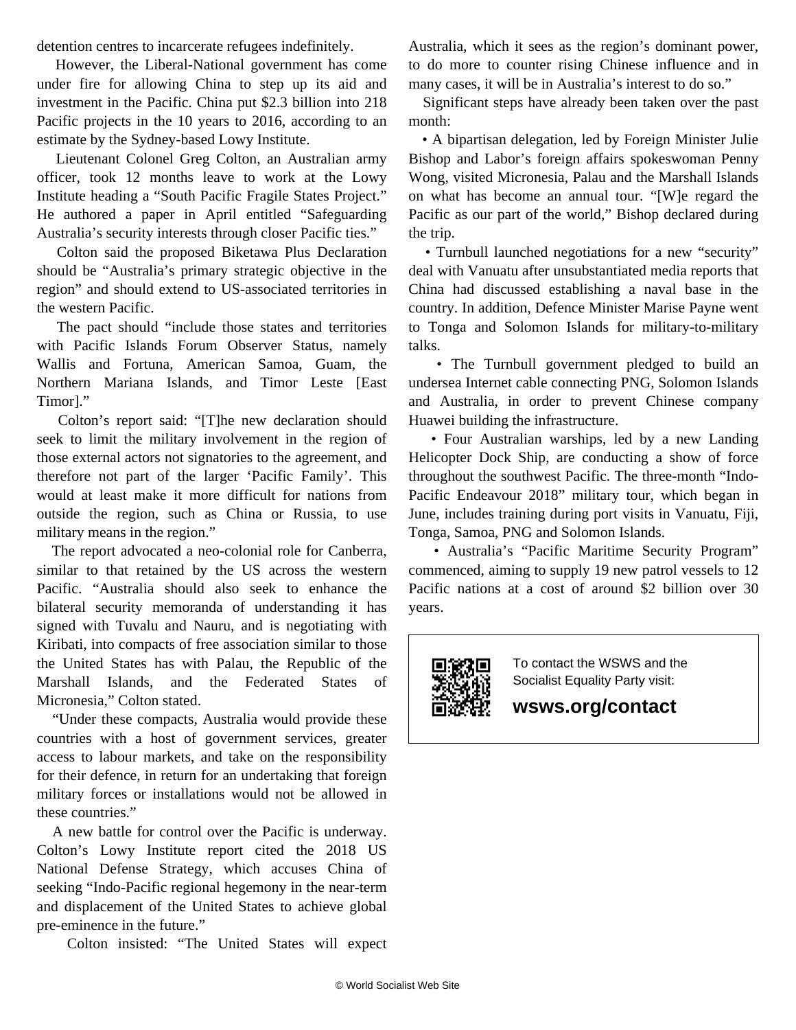detention centres to incarcerate refugees indefinitely.

However, the Liberal-National government has come under fire for allowing China to step up its aid and investment in the Pacific. China put $2.3 billion into 218 Pacific projects in the 10 years to 2016, according to an estimate by the Sydney-based Lowy Institute.

Lieutenant Colonel Greg Colton, an Australian army officer, took 12 months leave to work at the Lowy Institute heading a "South Pacific Fragile States Project." He authored a paper in April entitled "Safeguarding Australia's security interests through closer Pacific ties."

Colton said the proposed Biketawa Plus Declaration should be "Australia's primary strategic objective in the region" and should extend to US-associated territories in the western Pacific.

The pact should "include those states and territories with Pacific Islands Forum Observer Status, namely Wallis and Fortuna, American Samoa, Guam, the Northern Mariana Islands, and Timor Leste [East Timor]."

Colton's report said: "[T]he new declaration should seek to limit the military involvement in the region of those external actors not signatories to the agreement, and therefore not part of the larger 'Pacific Family'. This would at least make it more difficult for nations from outside the region, such as China or Russia, to use military means in the region."

The report advocated a neo-colonial role for Canberra, similar to that retained by the US across the western Pacific. "Australia should also seek to enhance the bilateral security memoranda of understanding it has signed with Tuvalu and Nauru, and is negotiating with Kiribati, into compacts of free association similar to those the United States has with Palau, the Republic of the Marshall Islands, and the Federated States of Micronesia," Colton stated.

"Under these compacts, Australia would provide these countries with a host of government services, greater access to labour markets, and take on the responsibility for their defence, in return for an undertaking that foreign military forces or installations would not be allowed in these countries."

A new battle for control over the Pacific is underway. Colton's Lowy Institute report cited the 2018 US National Defense Strategy, which accuses China of seeking "Indo-Pacific regional hegemony in the near-term and displacement of the United States to achieve global pre-eminence in the future."

Colton insisted: "The United States will expect Australia, which it sees as the region's dominant power, to do more to counter rising Chinese influence and in many cases, it will be in Australia's interest to do so."

Significant steps have already been taken over the past month:

- A bipartisan delegation, led by Foreign Minister Julie Bishop and Labor's foreign affairs spokeswoman Penny Wong, visited Micronesia, Palau and the Marshall Islands on what has become an annual tour. "[W]e regard the Pacific as our part of the world," Bishop declared during the trip.
- Turnbull launched negotiations for a new "security" deal with Vanuatu after unsubstantiated media reports that China had discussed establishing a naval base in the country. In addition, Defence Minister Marise Payne went to Tonga and Solomon Islands for military-to-military talks.
- The Turnbull government pledged to build an undersea Internet cable connecting PNG, Solomon Islands and Australia, in order to prevent Chinese company Huawei building the infrastructure.
- Four Australian warships, led by a new Landing Helicopter Dock Ship, are conducting a show of force throughout the southwest Pacific. The three-month "Indo-Pacific Endeavour 2018" military tour, which began in June, includes training during port visits in Vanuatu, Fiji, Tonga, Samoa, PNG and Solomon Islands.
- Australia's "Pacific Maritime Security Program" commenced, aiming to supply 19 new patrol vessels to 12 Pacific nations at a cost of around $2 billion over 30 years.

To contact the WSWS and the Socialist Equality Party visit:

**wsws.org/contact**